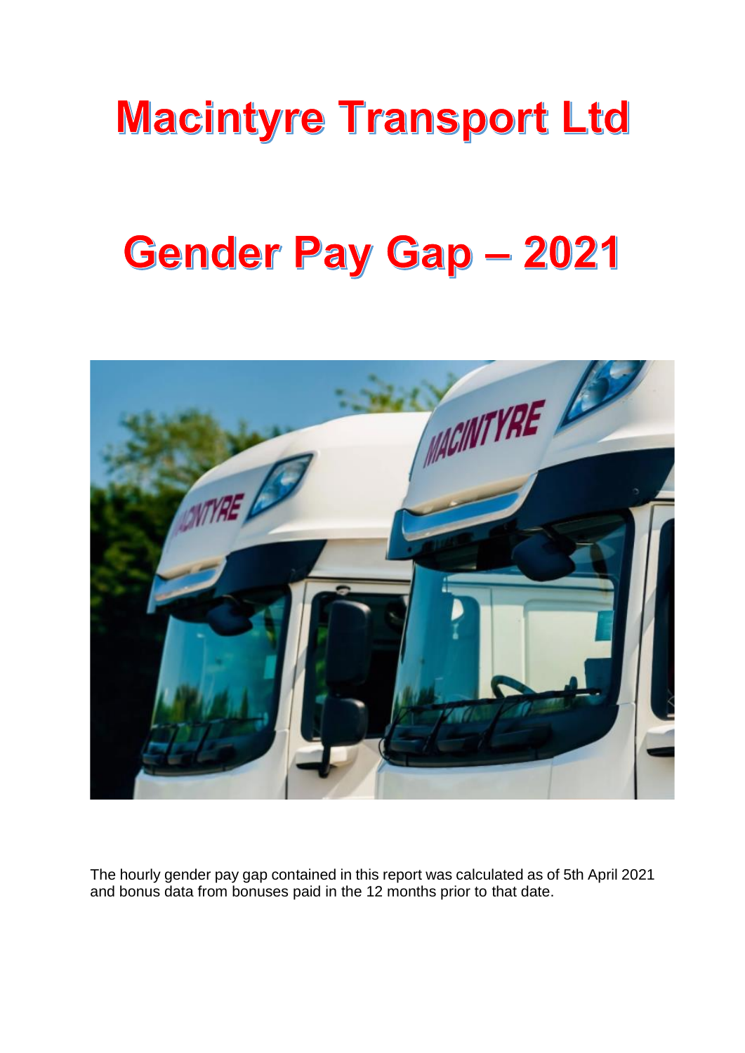# Macintyre Transport Ltd

# Gender Pay Gap – 2021

The hourly gender pay gap contained in this report was calculated as of 5th April 2021 and bonus data from bonuses paid in the 12 months prior to that date.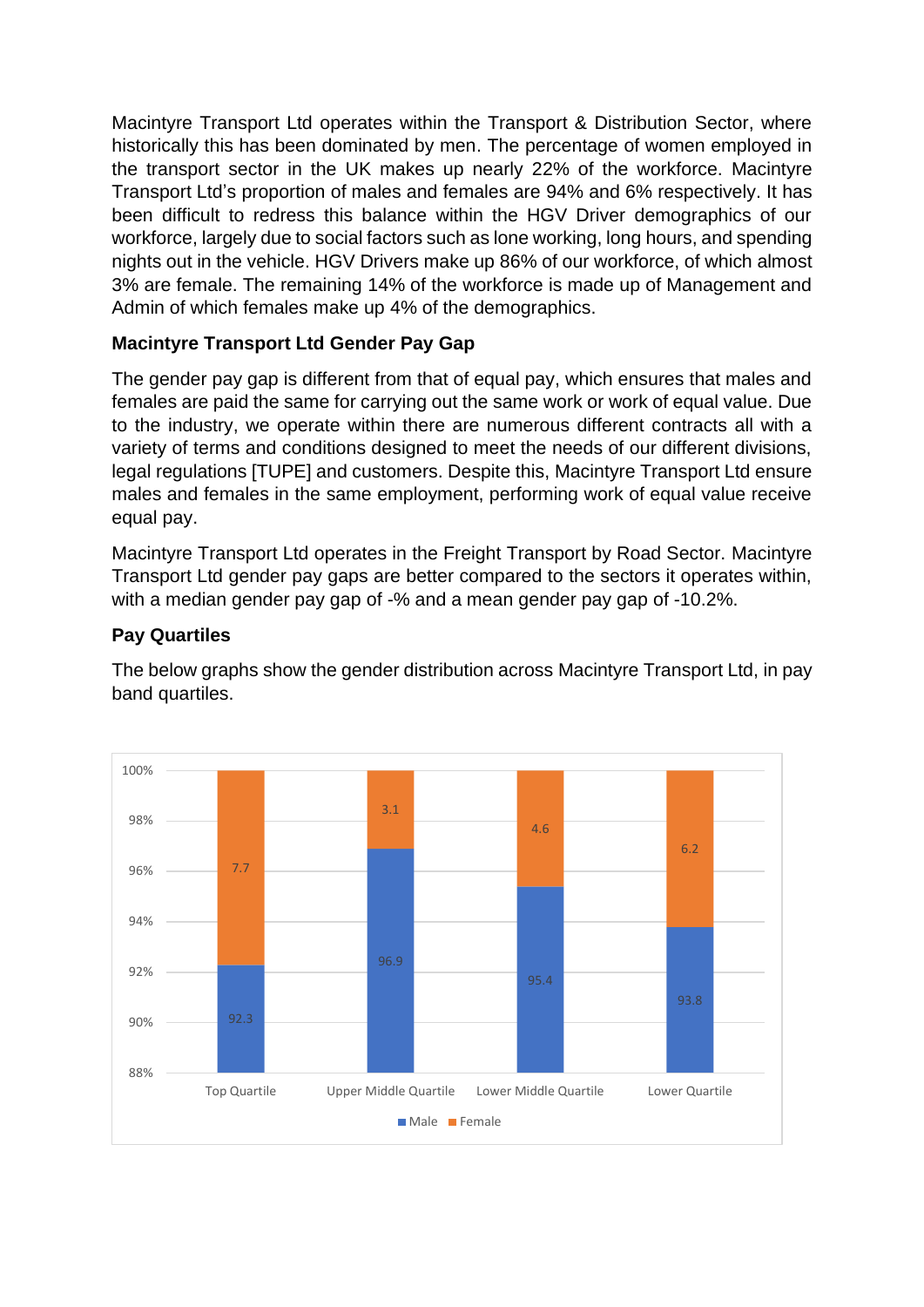Macintyre Transport Ltd operates within the Transport & Distribution Sector, where historically this has been dominated by men. The percentage of women employed in the transport sector in the UK makes up nearly 22% of the workforce. Macintyre Transport Ltd's proportion of males and females are 94% and 6% respectively. It has been difficult to redress this balance within the HGV Driver demographics of our workforce, largely due to social factors such as lone working, long hours, and spending nights out in the vehicle. HGV Drivers make up 86% of our workforce, of which almost 3% are female. The remaining 14% of the workforce is made up of Management and Admin of which females make up 4% of the demographics.

**Macintyre Transport Ltd Gender Pay Gap**

The gender pay gap is different from that of equal pay, which ensures that males and females are paid the same for carrying out the same work or work of equal value. Due to the industry, we operate within there are numerous different contracts all with a variety of terms and conditions designed to meet the needs of our different divisions, legal regulations [TUPE] and customers. Despite this, Macintyre Transport Ltd ensure males and females in the same employment, performing work of equal value receive equal pay.

Macintyre Transport Ltd operates in the Freight Transport by Road Sector. Macintyre Transport Ltd gender pay gaps are better compared to the sectors it operates within, with a median gender pay gap of -% and a mean gender pay gap of -10.2%.

**Pay Quartiles**

The below graphs show the gender distribution across Macintyre Transport Ltd, in pay band quartiles.

| | Top Quartile | Upper Middle Quartile | Lower Middle Quartile | Lower Quartile |
|---|---|---|---|---|
| Male | 92.3 | 96.9 | 95.4 | 93.8 |
| Female | 7.7 | 3.1 | 4.6 | 6.2 |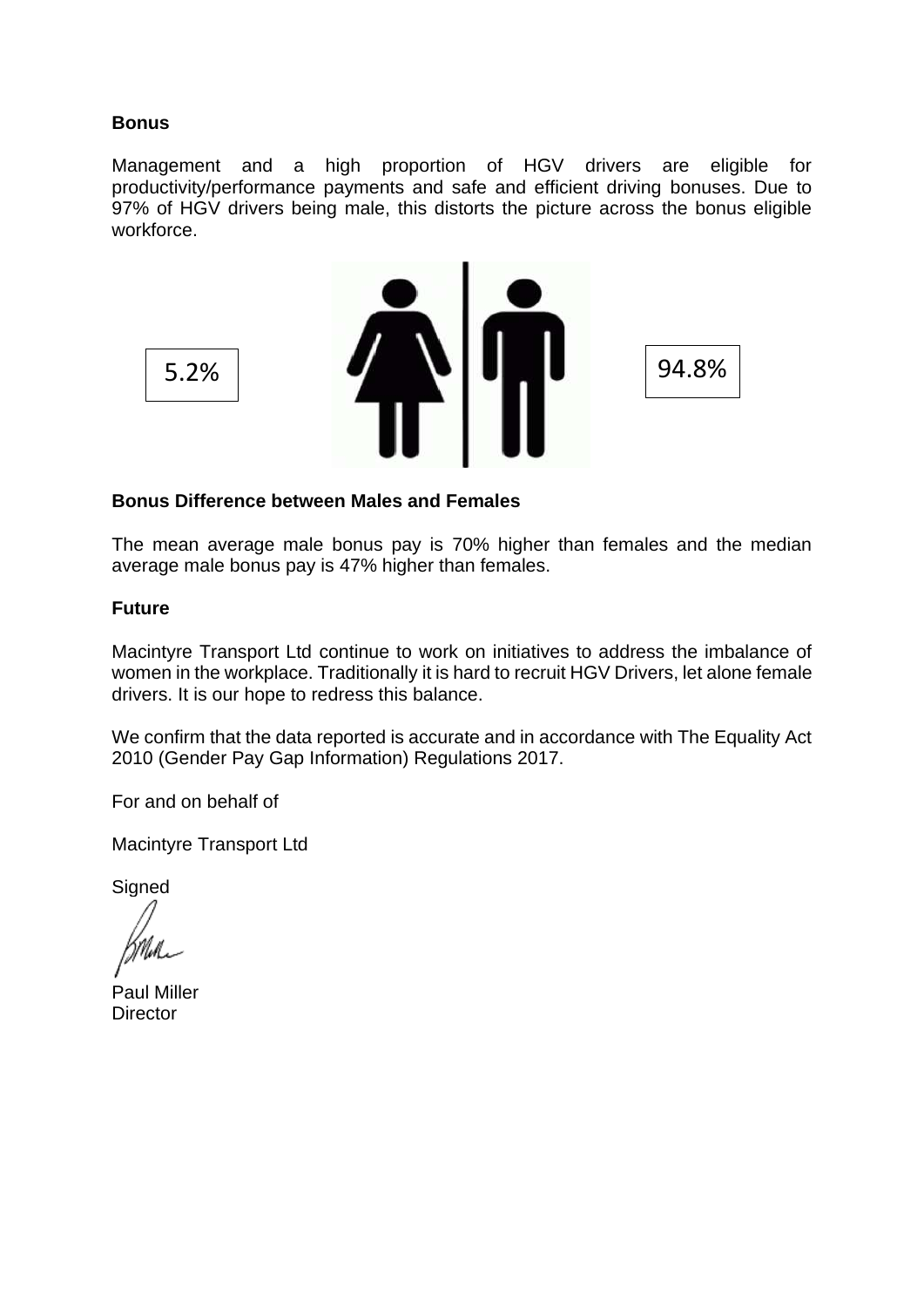**Bonus**

Management and a high proportion of HGV drivers are eligible for productivity/performance payments and safe and efficient driving bonuses. Due to 97% of HGV drivers being male, this distorts the picture across the bonus eligible workforce.

5.2%

94.8%

**Bonus Difference between Males and Females**

The mean average male bonus pay is 70% higher than females and the median average male bonus pay is 47% higher than females.

**Future**

Macintyre Transport Ltd continue to work on initiatives to address the imbalance of women in the workplace. Traditionally it is hard to recruit HGV Drivers, let alone female drivers. It is our hope to redress this balance.

We confirm that the data reported is accurate and in accordance with The Equality Act 2010 (Gender Pay Gap Information) Regulations 2017.

For and on behalf of

Macintyre Transport Ltd

Signed

Paul Miller
Director